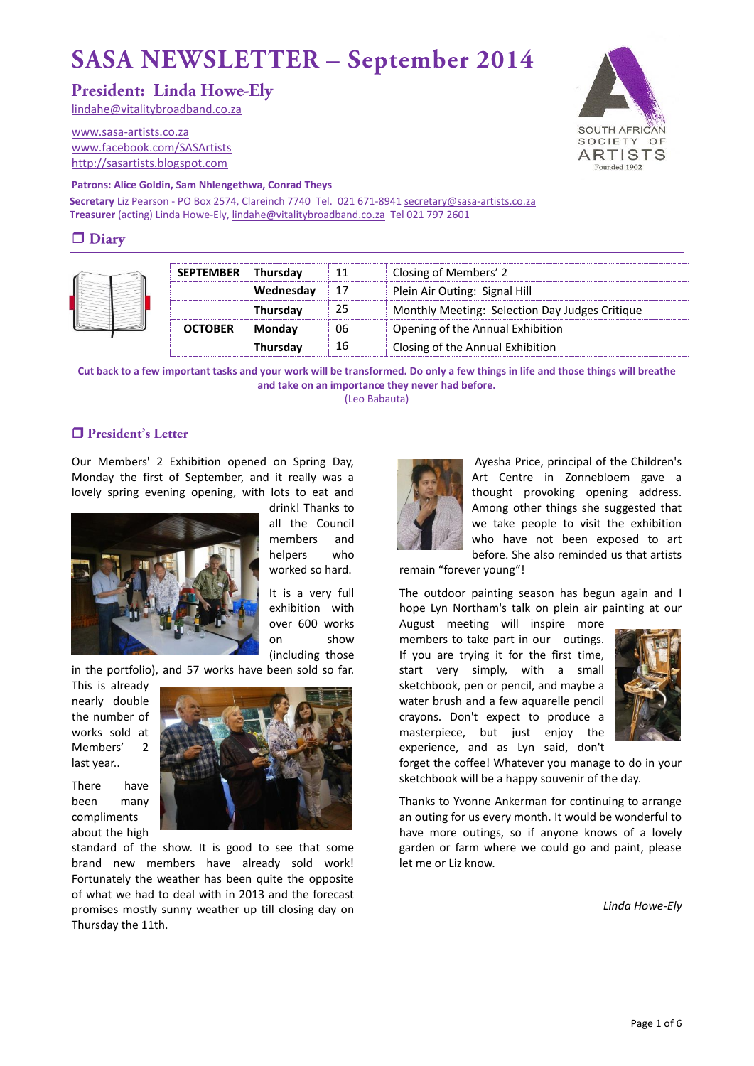# SASA NEWSLETTER – September 2014

## President: Linda Howe-Ely

lindahe@vitalitybroadband.co.za

www.sasa-artists.co.za
www.facebook.com/SASArtists
http://sasartists.blogspot.com

**Patrons: Alice Goldin, Sam Nhlengethwa, Conrad Theys**

**Secretary** Liz Pearson - PO Box 2574, Clareinch 7740 Tel. 021 671-8941 secretary@sasa-artists.co.za
**Treasurer** (acting) Linda Howe-Ely, lindahe@vitalitybroadband.co.za Tel 021 797 2601

## ❒ Diary

| | | | |
|---|---|---|---|
| **SEPTEMBER** | **Thursday** | 11 | Closing of Members' 2 |
| | **Wednesday** | 17 | Plein Air Outing: Signal Hill |
| | **Thursday** | 25 | Monthly Meeting: Selection Day Judges Critique |
| **OCTOBER** | **Monday** | 06 | Opening of the Annual Exhibition |
| | **Thursday** | 16 | Closing of the Annual Exhibition |

**Cut back to a few important tasks and your work will be transformed. Do only a few things in life and those things will breathe and take on an importance they never had before.**
(Leo Babauta)

## ❒ President's Letter

Our Members' 2 Exhibition opened on Spring Day, Monday the first of September, and it really was a lovely spring evening opening, with lots to eat and drink! Thanks to all the Council members and helpers who worked so hard.

It is a very full exhibition with over 600 works on show (including those in the portfolio), and 57 works have been sold so far. This is already nearly double the number of works sold at Members' 2 last year..

There have been many compliments about the high standard of the show. It is good to see that some brand new members have already sold work! Fortunately the weather has been quite the opposite of what we had to deal with in 2013 and the forecast promises mostly sunny weather up till closing day on Thursday the 11th.

Ayesha Price, principal of the Children's Art Centre in Zonnebloem gave a thought provoking opening address. Among other things she suggested that we take people to visit the exhibition who have not been exposed to art before. She also reminded us that artists remain "forever young"!

The outdoor painting season has begun again and I hope Lyn Northam's talk on plein air painting at our August meeting will inspire more members to take part in our outings. If you are trying it for the first time, start very simply, with a small sketchbook, pen or pencil, and maybe a water brush and a few aquarelle pencil crayons. Don't expect to produce a masterpiece, but just enjoy the experience, and as Lyn said, don't forget the coffee! Whatever you manage to do in your sketchbook will be a happy souvenir of the day.

Thanks to Yvonne Ankerman for continuing to arrange an outing for us every month. It would be wonderful to have more outings, so if anyone knows of a lovely garden or farm where we could go and paint, please let me or Liz know.

*Linda Howe-Ely*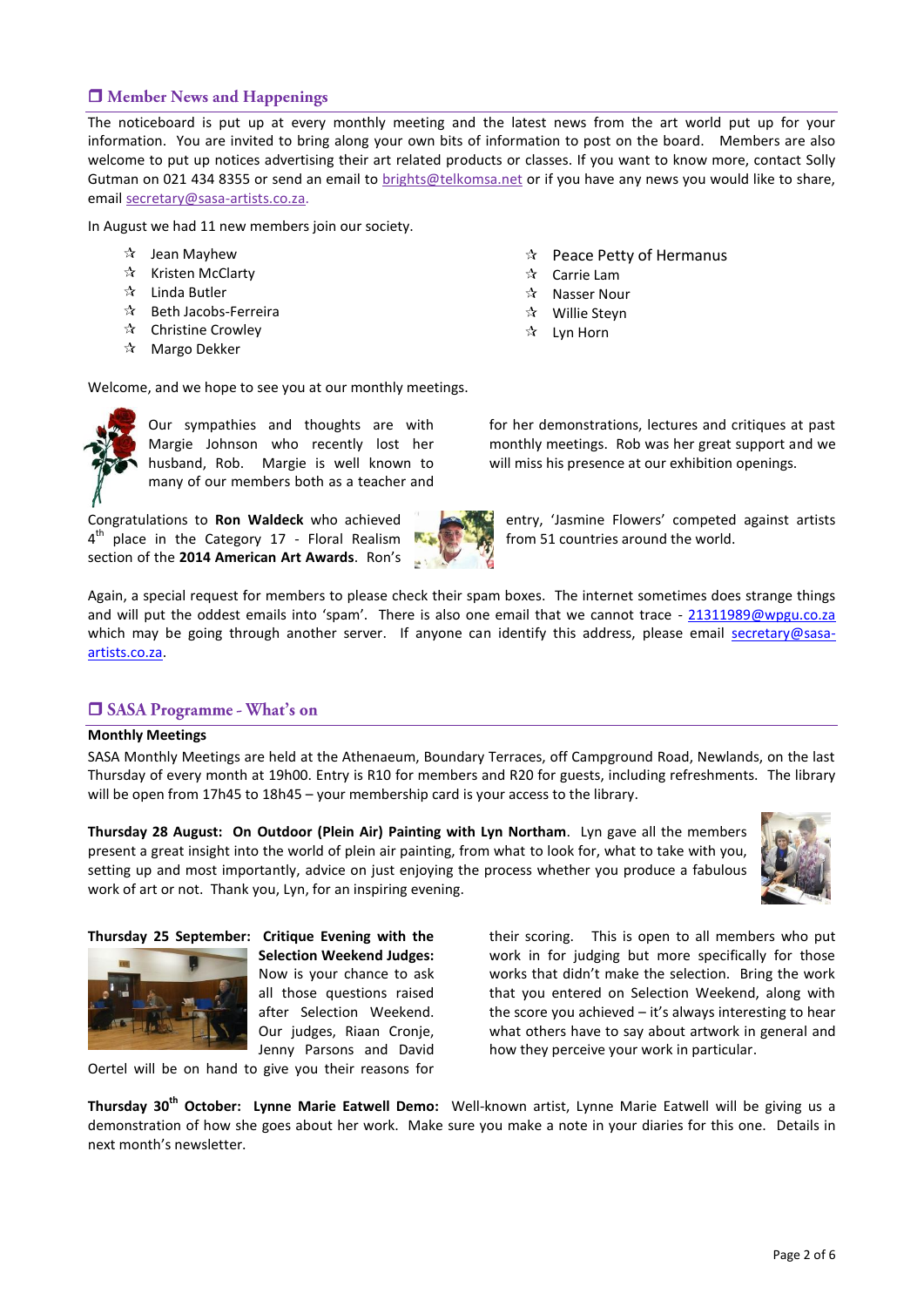## ❒ Member News and Happenings

The noticeboard is put up at every monthly meeting and the latest news from the art world put up for your information. You are invited to bring along your own bits of information to post on the board. Members are also welcome to put up notices advertising their art related products or classes. If you want to know more, contact Solly Gutman on 021 434 8355 or send an email to brights@telkomsa.net or if you have any news you would like to share, email secretary@sasa-artists.co.za.

In August we had 11 new members join our society.

- ☆ Jean Mayhew
- ☆ Kristen McClarty
- ☆ Linda Butler
- ☆ Beth Jacobs-Ferreira
- ☆ Christine Crowley
- ☆ Margo Dekker
- ☆ Peace Petty of Hermanus
- ☆ Carrie Lam
- ☆ Nasser Nour
- ☆ Willie Steyn
- ☆ Lyn Horn

Welcome, and we hope to see you at our monthly meetings.

Our sympathies and thoughts are with Margie Johnson who recently lost her husband, Rob. Margie is well known to many of our members both as a teacher and for her demonstrations, lectures and critiques at past monthly meetings. Rob was her great support and we will miss his presence at our exhibition openings.

Congratulations to **Ron Waldeck** who achieved 4th place in the Category 17 - Floral Realism section of the **2014 American Art Awards**. Ron's entry, 'Jasmine Flowers' competed against artists from 51 countries around the world.

Again, a special request for members to please check their spam boxes. The internet sometimes does strange things and will put the oddest emails into 'spam'. There is also one email that we cannot trace - 21311989@wpgu.co.za which may be going through another server. If anyone can identify this address, please email secretary@sasa-artists.co.za.

## ❒ SASA Programme - What's on

**Monthly Meetings**

SASA Monthly Meetings are held at the Athenaeum, Boundary Terraces, off Campground Road, Newlands, on the last Thursday of every month at 19h00. Entry is R10 for members and R20 for guests, including refreshments. The library will be open from 17h45 to 18h45 – your membership card is your access to the library.

**Thursday 28 August: On Outdoor (Plein Air) Painting with Lyn Northam**. Lyn gave all the members present a great insight into the world of plein air painting, from what to look for, what to take with you, setting up and most importantly, advice on just enjoying the process whether you produce a fabulous work of art or not. Thank you, Lyn, for an inspiring evening.

**Thursday 25 September: Critique Evening with the Selection Weekend Judges:** Now is your chance to ask all those questions raised after Selection Weekend. Our judges, Riaan Cronje, Jenny Parsons and David Oertel will be on hand to give you their reasons for their scoring. This is open to all members who put work in for judging but more specifically for those works that didn't make the selection. Bring the work that you entered on Selection Weekend, along with the score you achieved – it's always interesting to hear what others have to say about artwork in general and how they perceive your work in particular.

**Thursday 30th October: Lynne Marie Eatwell Demo:** Well-known artist, Lynne Marie Eatwell will be giving us a demonstration of how she goes about her work. Make sure you make a note in your diaries for this one. Details in next month's newsletter.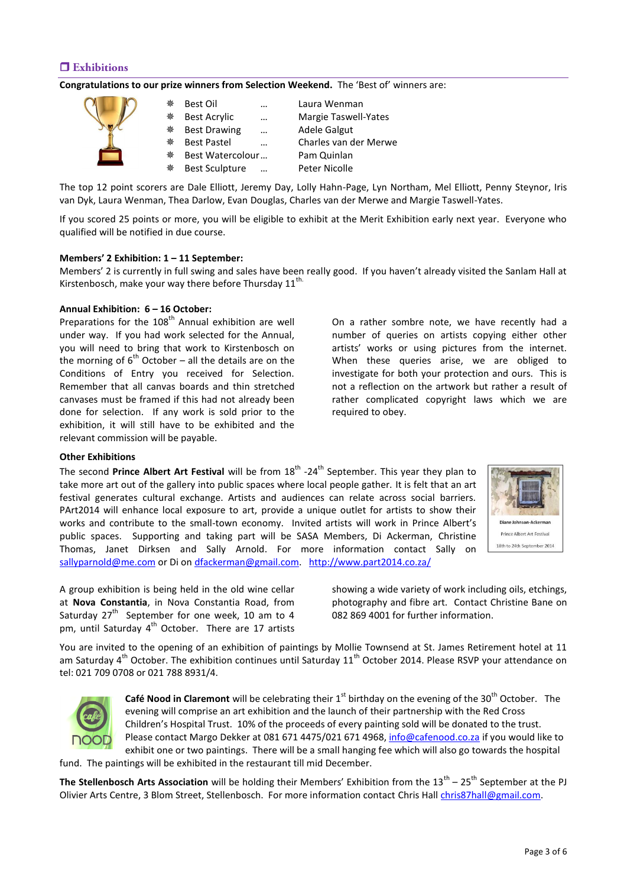## ❒ Exhibitions

**Congratulations to our prize winners from Selection Weekend.** The 'Best of' winners are:

- Best Oil … Laura Wenman
- Best Acrylic … Margie Taswell-Yates
- Best Drawing … Adele Galgut
- Best Pastel … Charles van der Merwe
- Best Watercolour … Pam Quinlan
- Best Sculpture … Peter Nicolle

The top 12 point scorers are Dale Elliott, Jeremy Day, Lolly Hahn-Page, Lyn Northam, Mel Elliott, Penny Steynor, Iris van Dyk, Laura Wenman, Thea Darlow, Evan Douglas, Charles van der Merwe and Margie Taswell-Yates.

If you scored 25 points or more, you will be eligible to exhibit at the Merit Exhibition early next year. Everyone who qualified will be notified in due course.

**Members' 2 Exhibition: 1 – 11 September:**
Members' 2 is currently in full swing and sales have been really good. If you haven't already visited the Sanlam Hall at Kirstenbosch, make your way there before Thursday 11th.

**Annual Exhibition: 6 – 16 October:**
Preparations for the 108th Annual exhibition are well under way. If you had work selected for the Annual, you will need to bring that work to Kirstenbosch on the morning of 6th October – all the details are on the Conditions of Entry you received for Selection. Remember that all canvas boards and thin stretched canvases must be framed if this had not already been done for selection. If any work is sold prior to the exhibition, it will still have to be exhibited and the relevant commission will be payable.

On a rather sombre note, we have recently had a number of queries on artists copying either other artists' works or using pictures from the internet. When these queries arise, we are obliged to investigate for both your protection and ours. This is not a reflection on the artwork but rather a result of rather complicated copyright laws which we are required to obey.

**Other Exhibitions**

The second **Prince Albert Art Festival** will be from 18th -24th September. This year they plan to take more art out of the gallery into public spaces where local people gather. It is felt that an art festival generates cultural exchange. Artists and audiences can relate across social barriers. PArt2014 will enhance local exposure to art, provide a unique outlet for artists to show their works and contribute to the small-town economy. Invited artists will work in Prince Albert's public spaces. Supporting and taking part will be SASA Members, Di Ackerman, Christine Thomas, Janet Dirksen and Sally Arnold. For more information contact Sally on sallyparnold@me.com or Di on dfackerman@gmail.com. http://www.part2014.co.za/

Diane Johnson-Ackerman
Prince Albert Art Festival
18th to 24th September 2014

A group exhibition is being held in the old wine cellar at **Nova Constantia**, in Nova Constantia Road, from Saturday 27th September for one week, 10 am to 4 pm, until Saturday 4th October. There are 17 artists showing a wide variety of work including oils, etchings, photography and fibre art. Contact Christine Bane on 082 869 4001 for further information.

You are invited to the opening of an exhibition of paintings by Mollie Townsend at St. James Retirement hotel at 11 am Saturday 4th October. The exhibition continues until Saturday 11th October 2014. Please RSVP your attendance on tel: 021 709 0708 or 021 788 8931/4.

**Café Nood in Claremont** will be celebrating their 1st birthday on the evening of the 30th October. The evening will comprise an art exhibition and the launch of their partnership with the Red Cross Children's Hospital Trust. 10% of the proceeds of every painting sold will be donated to the trust. Please contact Margo Dekker at 081 671 4475/021 671 4968, info@cafenood.co.za if you would like to exhibit one or two paintings. There will be a small hanging fee which will also go towards the hospital fund. The paintings will be exhibited in the restaurant till mid December.

**The Stellenbosch Arts Association** will be holding their Members' Exhibition from the 13th – 25th September at the PJ Olivier Arts Centre, 3 Blom Street, Stellenbosch. For more information contact Chris Hall chris87hall@gmail.com.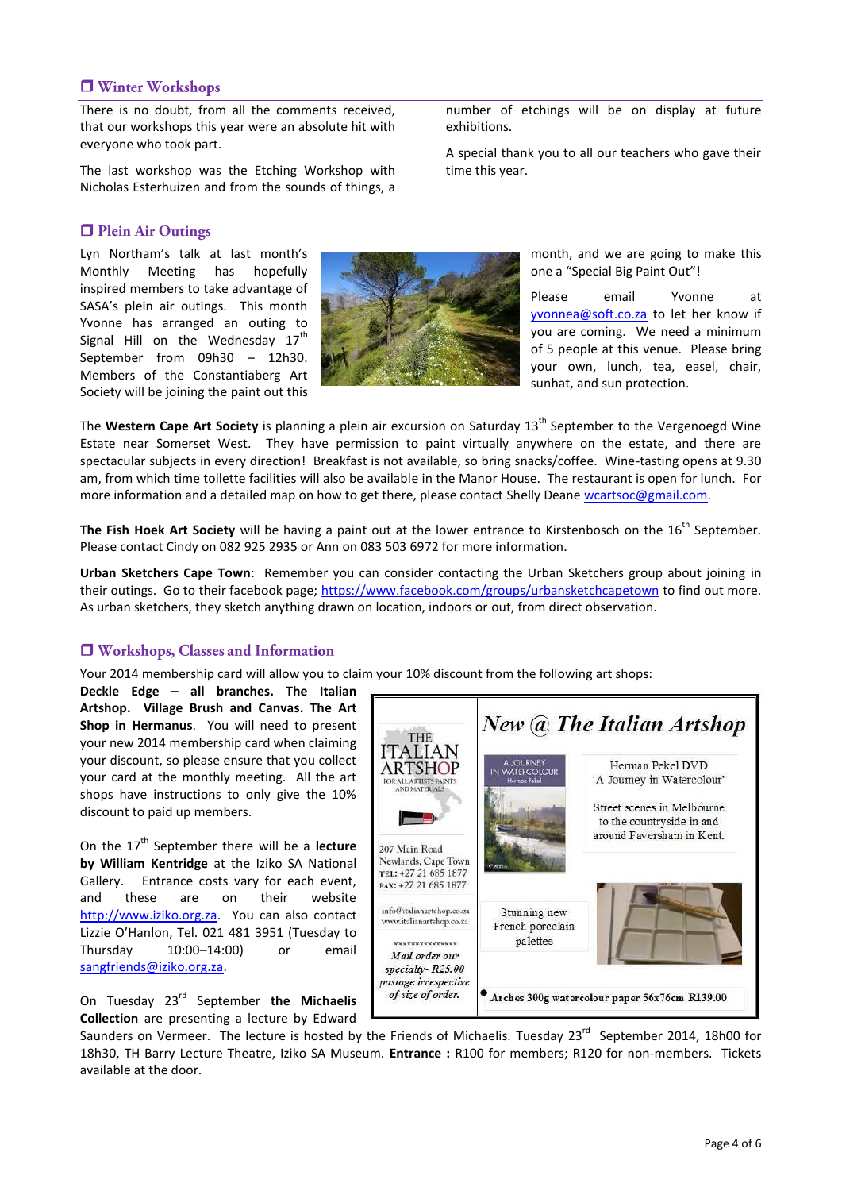## ❐ Winter Workshops

There is no doubt, from all the comments received, that our workshops this year were an absolute hit with everyone who took part.

The last workshop was the Etching Workshop with Nicholas Esterhuizen and from the sounds of things, a number of etchings will be on display at future exhibitions.

A special thank you to all our teachers who gave their time this year.

## ❐ Plein Air Outings

Lyn Northam's talk at last month's Monthly Meeting has hopefully inspired members to take advantage of SASA's plein air outings. This month Yvonne has arranged an outing to Signal Hill on the Wednesday 17th September from 09h30 – 12h30. Members of the Constantiaberg Art Society will be joining the paint out this month, and we are going to make this one a "Special Big Paint Out"!

Please email Yvonne at yvonnea@soft.co.za to let her know if you are coming. We need a minimum of 5 people at this venue. Please bring your own, lunch, tea, easel, chair, sunhat, and sun protection.

The **Western Cape Art Society** is planning a plein air excursion on Saturday 13th September to the Vergenoegd Wine Estate near Somerset West. They have permission to paint virtually anywhere on the estate, and there are spectacular subjects in every direction! Breakfast is not available, so bring snacks/coffee. Wine-tasting opens at 9.30 am, from which time toilette facilities will also be available in the Manor House. The restaurant is open for lunch. For more information and a detailed map on how to get there, please contact Shelly Deane wcartsoc@gmail.com.

**The Fish Hoek Art Society** will be having a paint out at the lower entrance to Kirstenbosch on the 16th September. Please contact Cindy on 082 925 2935 or Ann on 083 503 6972 for more information.

**Urban Sketchers Cape Town**: Remember you can consider contacting the Urban Sketchers group about joining in their outings. Go to their facebook page; https://www.facebook.com/groups/urbansketchcapetown to find out more. As urban sketchers, they sketch anything drawn on location, indoors or out, from direct observation.

## ❐ Workshops, Classes and Information

Your 2014 membership card will allow you to claim your 10% discount from the following art shops: **Deckle Edge – all branches. The Italian Artshop. Village Brush and Canvas. The Art Shop in Hermanus**. You will need to present your new 2014 membership card when claiming your discount, so please ensure that you collect your card at the monthly meeting. All the art shops have instructions to only give the 10% discount to paid up members.

On the 17th September there will be a **lecture by William Kentridge** at the Iziko SA National Gallery. Entrance costs vary for each event, and these are on their website http://www.iziko.org.za. You can also contact Lizzie O'Hanlon, Tel. 021 481 3951 (Tuesday to Thursday 10:00–14:00) or email sangfriends@iziko.org.za.

On Tuesday 23rd September **the Michaelis Collection** are presenting a lecture by Edward Saunders on Vermeer. The lecture is hosted by the Friends of Michaelis. Tuesday 23rd September 2014, 18h00 for 18h30, TH Barry Lecture Theatre, Iziko SA Museum. **Entrance :** R100 for members; R120 for non-members. Tickets available at the door.

*New @ The Italian Artshop*

THE ITALIAN ARTSHOP
FOR ALL ARTISTS PAINTS AND MATERIALS

207 Main Road
Newlands, Cape Town
TEL: +27 21 685 1877
FAX: +27 21 685 1877

info@italianartshop.co.za
www.italianartshop.co.za

***************

*Mail order our specialty- R25.00 postage irrespective of size of order.*

Herman Pekel DVD
'A Journey in Watercolour'

Street scenes in Melbourne to the countryside in and around Faversham in Kent.

Stunning new French porcelain palettes

- **Arches 300g watercolour paper 56x76cm R139.00**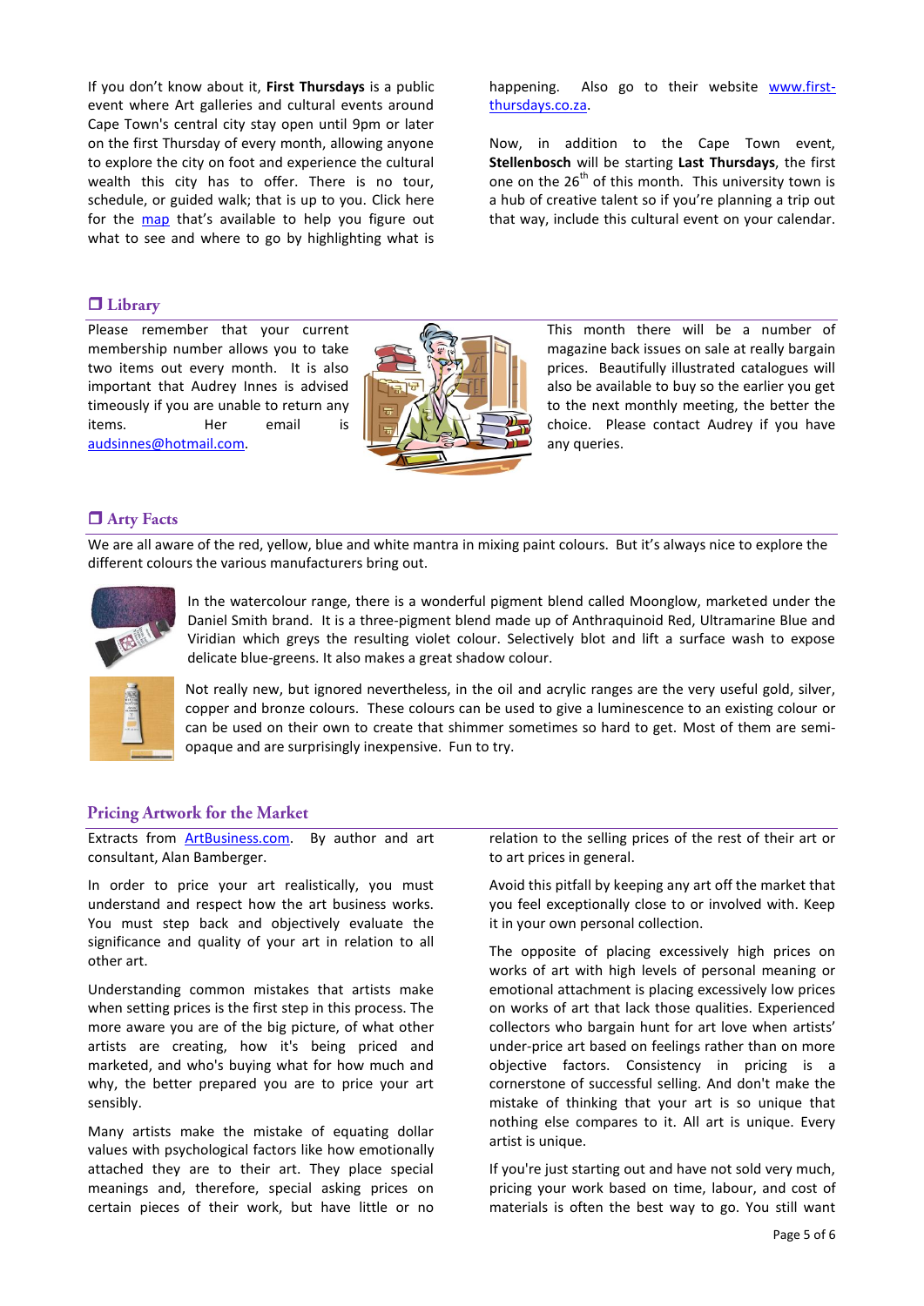If you don't know about it, **First Thursdays** is a public event where Art galleries and cultural events around Cape Town's central city stay open until 9pm or later on the first Thursday of every month, allowing anyone to explore the city on foot and experience the cultural wealth this city has to offer. There is no tour, schedule, or guided walk; that is up to you. Click here for the map that's available to help you figure out what to see and where to go by highlighting what is happening. Also go to their website www.first-thursdays.co.za.

Now, in addition to the Cape Town event, **Stellenbosch** will be starting **Last Thursdays**, the first one on the 26th of this month. This university town is a hub of creative talent so if you're planning a trip out that way, include this cultural event on your calendar.

## ❒ Library

Please remember that your current membership number allows you to take two items out every month. It is also important that Audrey Innes is advised timeously if you are unable to return any items. Her email is audsinnes@hotmail.com.

This month there will be a number of magazine back issues on sale at really bargain prices. Beautifully illustrated catalogues will also be available to buy so the earlier you get to the next monthly meeting, the better the choice. Please contact Audrey if you have any queries.

## ❒ Arty Facts

We are all aware of the red, yellow, blue and white mantra in mixing paint colours. But it's always nice to explore the different colours the various manufacturers bring out.

In the watercolour range, there is a wonderful pigment blend called Moonglow, marketed under the Daniel Smith brand. It is a three-pigment blend made up of Anthraquinoid Red, Ultramarine Blue and Viridian which greys the resulting violet colour. Selectively blot and lift a surface wash to expose delicate blue-greens. It also makes a great shadow colour.

Not really new, but ignored nevertheless, in the oil and acrylic ranges are the very useful gold, silver, copper and bronze colours. These colours can be used to give a luminescence to an existing colour or can be used on their own to create that shimmer sometimes so hard to get. Most of them are semi-opaque and are surprisingly inexpensive. Fun to try.

## Pricing Artwork for the Market

Extracts from ArtBusiness.com. By author and art consultant, Alan Bamberger.

In order to price your art realistically, you must understand and respect how the art business works. You must step back and objectively evaluate the significance and quality of your art in relation to all other art.

Understanding common mistakes that artists make when setting prices is the first step in this process. The more aware you are of the big picture, of what other artists are creating, how it's being priced and marketed, and who's buying what for how much and why, the better prepared you are to price your art sensibly.

Many artists make the mistake of equating dollar values with psychological factors like how emotionally attached they are to their art. They place special meanings and, therefore, special asking prices on certain pieces of their work, but have little or no relation to the selling prices of the rest of their art or to art prices in general.

Avoid this pitfall by keeping any art off the market that you feel exceptionally close to or involved with. Keep it in your own personal collection.

The opposite of placing excessively high prices on works of art with high levels of personal meaning or emotional attachment is placing excessively low prices on works of art that lack those qualities. Experienced collectors who bargain hunt for art love when artists' under-price art based on feelings rather than on more objective factors. Consistency in pricing is a cornerstone of successful selling. And don't make the mistake of thinking that your art is so unique that nothing else compares to it. All art is unique. Every artist is unique.

If you're just starting out and have not sold very much, pricing your work based on time, labour, and cost of materials is often the best way to go. You still want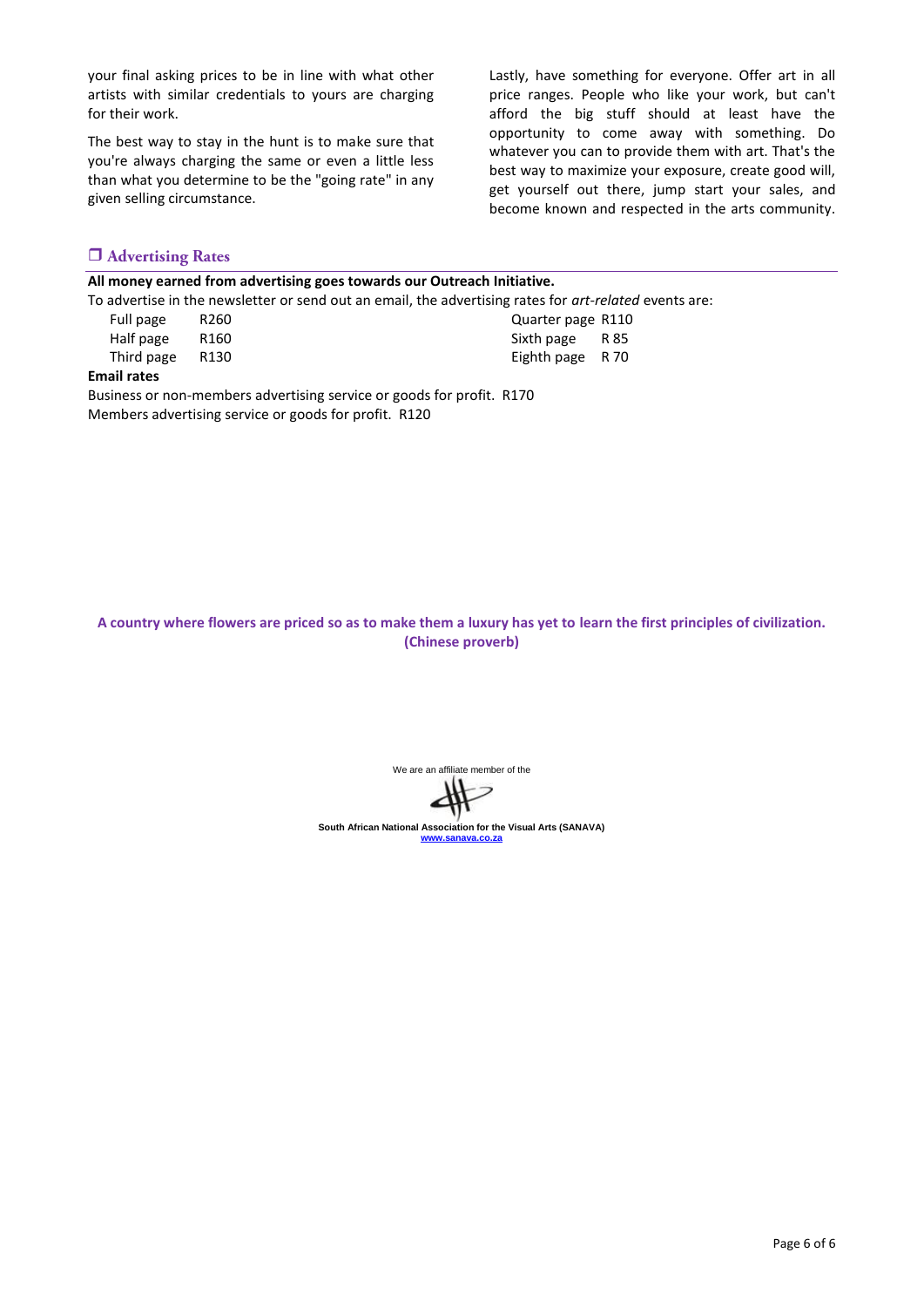your final asking prices to be in line with what other artists with similar credentials to yours are charging for their work.

The best way to stay in the hunt is to make sure that you're always charging the same or even a little less than what you determine to be the "going rate" in any given selling circumstance.

Lastly, have something for everyone. Offer art in all price ranges. People who like your work, but can't afford the big stuff should at least have the opportunity to come away with something. Do whatever you can to provide them with art. That's the best way to maximize your exposure, create good will, get yourself out there, jump start your sales, and become known and respected in the arts community.

## ❒ Advertising Rates

**All money earned from advertising goes towards our Outreach Initiative.**

To advertise in the newsletter or send out an email, the advertising rates for *art-related* events are:

| | | | |
|---|---|---|---|
| Full page | R260 | Quarter page | R110 |
| Half page | R160 | Sixth page | R 85 |
| Third page | R130 | Eighth page | R 70 |

**Email rates**

Business or non-members advertising service or goods for profit. R170
Members advertising service or goods for profit. R120

**A country where flowers are priced so as to make them a luxury has yet to learn the first principles of civilization. (Chinese proverb)**

We are an affiliate member of the

**South African National Association for the Visual Arts (SANAVA)**
www.sanava.co.za